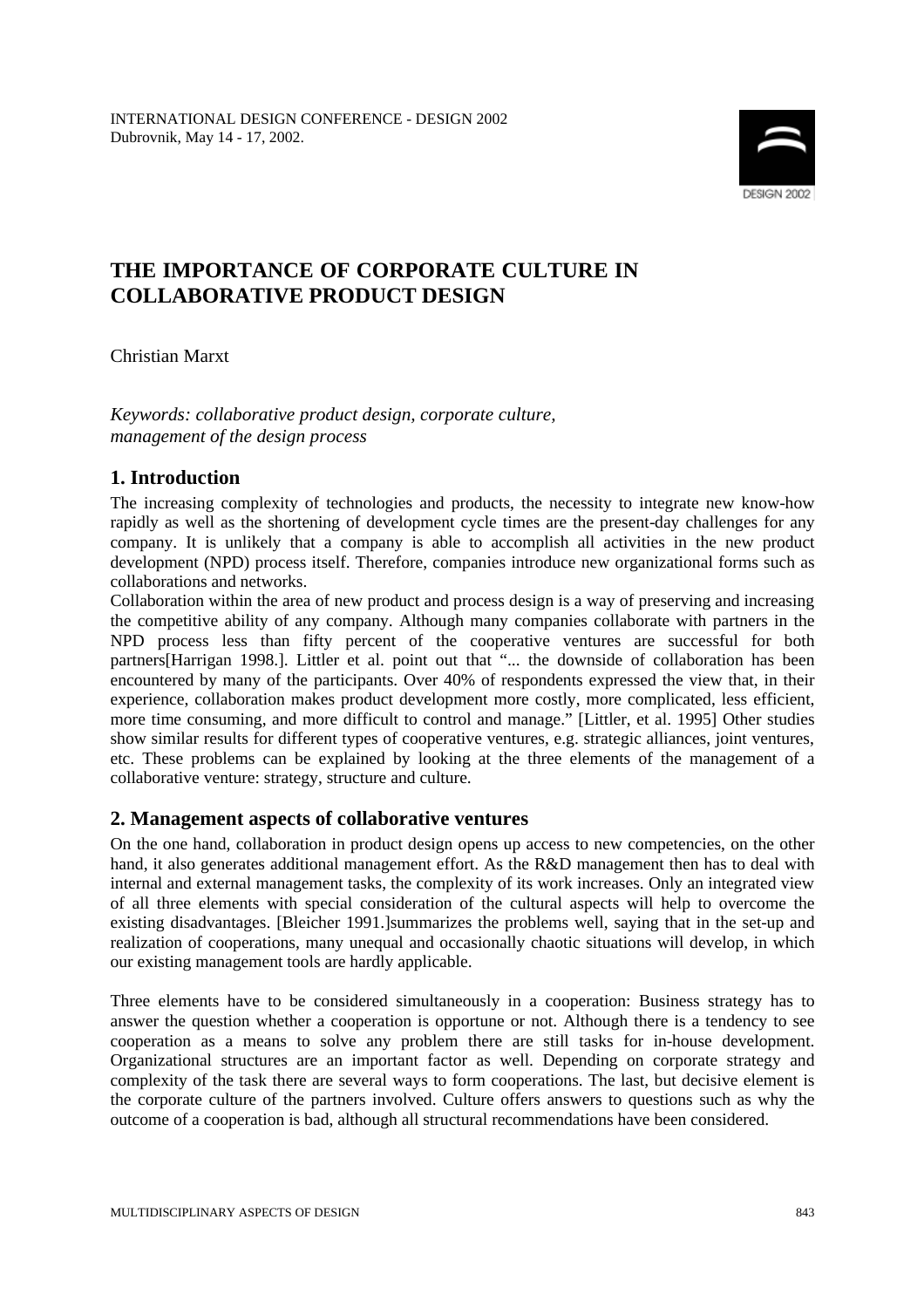INTERNATIONAL DESIGN CONFERENCE - DESIGN 2002
Dubrovnik, May 14 - 17, 2002.

# THE IMPORTANCE OF CORPORATE CULTURE IN COLLABORATIVE PRODUCT DESIGN

Christian Marxt

*Keywords: collaborative product design, corporate culture, management of the design process*

## 1. Introduction

The increasing complexity of technologies and products, the necessity to integrate new know-how rapidly as well as the shortening of development cycle times are the present-day challenges for any company. It is unlikely that a company is able to accomplish all activities in the new product development (NPD) process itself. Therefore, companies introduce new organizational forms such as collaborations and networks.

Collaboration within the area of new product and process design is a way of preserving and increasing the competitive ability of any company. Although many companies collaborate with partners in the NPD process less than fifty percent of the cooperative ventures are successful for both partners[Harrigan 1998.]. Littler et al. point out that "... the downside of collaboration has been encountered by many of the participants. Over 40% of respondents expressed the view that, in their experience, collaboration makes product development more costly, more complicated, less efficient, more time consuming, and more difficult to control and manage." [Littler, et al. 1995] Other studies show similar results for different types of cooperative ventures, e.g. strategic alliances, joint ventures, etc. These problems can be explained by looking at the three elements of the management of a collaborative venture: strategy, structure and culture.

## 2. Management aspects of collaborative ventures

On the one hand, collaboration in product design opens up access to new competencies, on the other hand, it also generates additional management effort. As the R&D management then has to deal with internal and external management tasks, the complexity of its work increases. Only an integrated view of all three elements with special consideration of the cultural aspects will help to overcome the existing disadvantages. [Bleicher 1991.]summarizes the problems well, saying that in the set-up and realization of cooperations, many unequal and occasionally chaotic situations will develop, in which our existing management tools are hardly applicable.

Three elements have to be considered simultaneously in a cooperation: Business strategy has to answer the question whether a cooperation is opportune or not. Although there is a tendency to see cooperation as a means to solve any problem there are still tasks for in-house development. Organizational structures are an important factor as well. Depending on corporate strategy and complexity of the task there are several ways to form cooperations. The last, but decisive element is the corporate culture of the partners involved. Culture offers answers to questions such as why the outcome of a cooperation is bad, although all structural recommendations have been considered.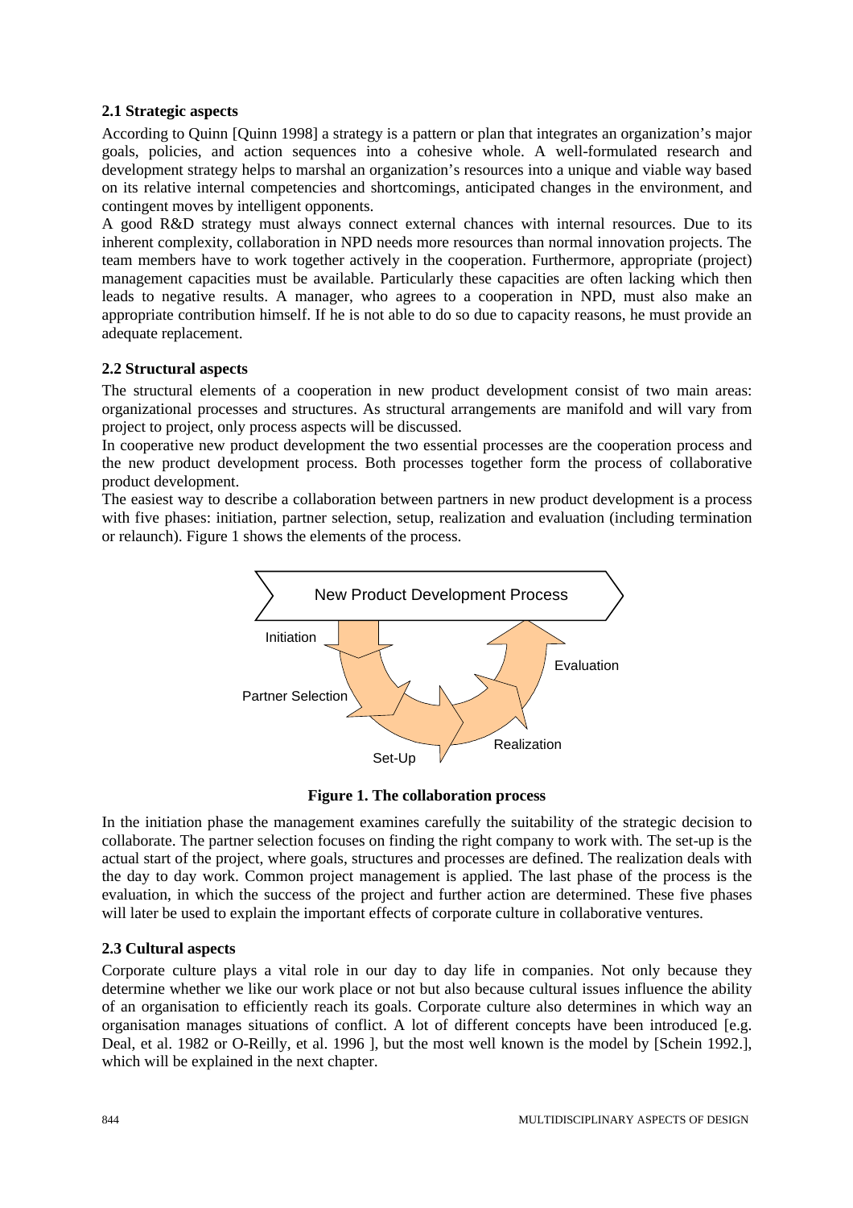### 2.1 Strategic aspects

According to Quinn [Quinn 1998] a strategy is a pattern or plan that integrates an organization's major goals, policies, and action sequences into a cohesive whole. A well-formulated research and development strategy helps to marshal an organization's resources into a unique and viable way based on its relative internal competencies and shortcomings, anticipated changes in the environment, and contingent moves by intelligent opponents.

A good R&D strategy must always connect external chances with internal resources. Due to its inherent complexity, collaboration in NPD needs more resources than normal innovation projects. The team members have to work together actively in the cooperation. Furthermore, appropriate (project) management capacities must be available. Particularly these capacities are often lacking which then leads to negative results. A manager, who agrees to a cooperation in NPD, must also make an appropriate contribution himself. If he is not able to do so due to capacity reasons, he must provide an adequate replacement.

### 2.2 Structural aspects

The structural elements of a cooperation in new product development consist of two main areas: organizational processes and structures. As structural arrangements are manifold and will vary from project to project, only process aspects will be discussed.

In cooperative new product development the two essential processes are the cooperation process and the new product development process. Both processes together form the process of collaborative product development.

The easiest way to describe a collaboration between partners in new product development is a process with five phases: initiation, partner selection, setup, realization and evaluation (including termination or relaunch). Figure 1 shows the elements of the process.

New Product Development Process

Initiation

Partner Selection

Set-Up

Realization

Evaluation

**Figure 1. The collaboration process**

In the initiation phase the management examines carefully the suitability of the strategic decision to collaborate. The partner selection focuses on finding the right company to work with. The set-up is the actual start of the project, where goals, structures and processes are defined. The realization deals with the day to day work. Common project management is applied. The last phase of the process is the evaluation, in which the success of the project and further action are determined. These five phases will later be used to explain the important effects of corporate culture in collaborative ventures.

### 2.3 Cultural aspects

Corporate culture plays a vital role in our day to day life in companies. Not only because they determine whether we like our work place or not but also because cultural issues influence the ability of an organisation to efficiently reach its goals. Corporate culture also determines in which way an organisation manages situations of conflict. A lot of different concepts have been introduced [e.g. Deal, et al. 1982 or O-Reilly, et al. 1996 ], but the most well known is the model by [Schein 1992.], which will be explained in the next chapter.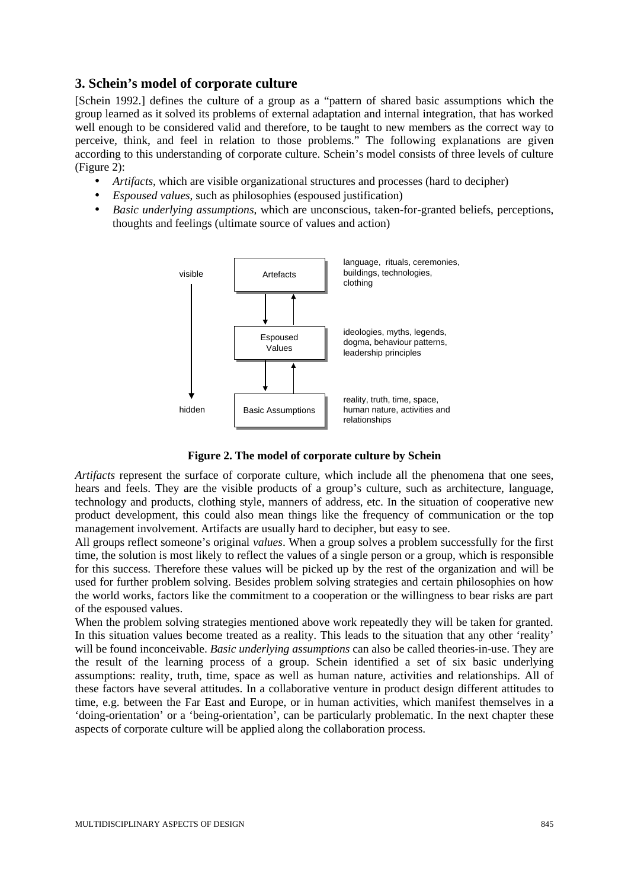## 3. Schein's model of corporate culture

[Schein 1992.] defines the culture of a group as a "pattern of shared basic assumptions which the group learned as it solved its problems of external adaptation and internal integration, that has worked well enough to be considered valid and therefore, to be taught to new members as the correct way to perceive, think, and feel in relation to those problems." The following explanations are given according to this understanding of corporate culture. Schein's model consists of three levels of culture (Figure 2):

- *Artifacts*, which are visible organizational structures and processes (hard to decipher)
- *Espoused values*, such as philosophies (espoused justification)
- *Basic underlying assumptions*, which are unconscious, taken-for-granted beliefs, perceptions, thoughts and feelings (ultimate source of values and action)

visible

Artefacts — language, rituals, ceremonies, buildings, technologies, clothing

Espoused Values — ideologies, myths, legends, dogma, behaviour patterns, leadership principles

Basic Assumptions — reality, truth, time, space, human nature, activities and relationships

hidden

**Figure 2. The model of corporate culture by Schein**

*Artifacts* represent the surface of corporate culture, which include all the phenomena that one sees, hears and feels. They are the visible products of a group's culture, such as architecture, language, technology and products, clothing style, manners of address, etc. In the situation of cooperative new product development, this could also mean things like the frequency of communication or the top management involvement. Artifacts are usually hard to decipher, but easy to see.

All groups reflect someone's original *values*. When a group solves a problem successfully for the first time, the solution is most likely to reflect the values of a single person or a group, which is responsible for this success. Therefore these values will be picked up by the rest of the organization and will be used for further problem solving. Besides problem solving strategies and certain philosophies on how the world works, factors like the commitment to a cooperation or the willingness to bear risks are part of the espoused values.

When the problem solving strategies mentioned above work repeatedly they will be taken for granted. In this situation values become treated as a reality. This leads to the situation that any other 'reality' will be found inconceivable. *Basic underlying assumptions* can also be called theories-in-use. They are the result of the learning process of a group. Schein identified a set of six basic underlying assumptions: reality, truth, time, space as well as human nature, activities and relationships. All of these factors have several attitudes. In a collaborative venture in product design different attitudes to time, e.g. between the Far East and Europe, or in human activities, which manifest themselves in a 'doing-orientation' or a 'being-orientation', can be particularly problematic. In the next chapter these aspects of corporate culture will be applied along the collaboration process.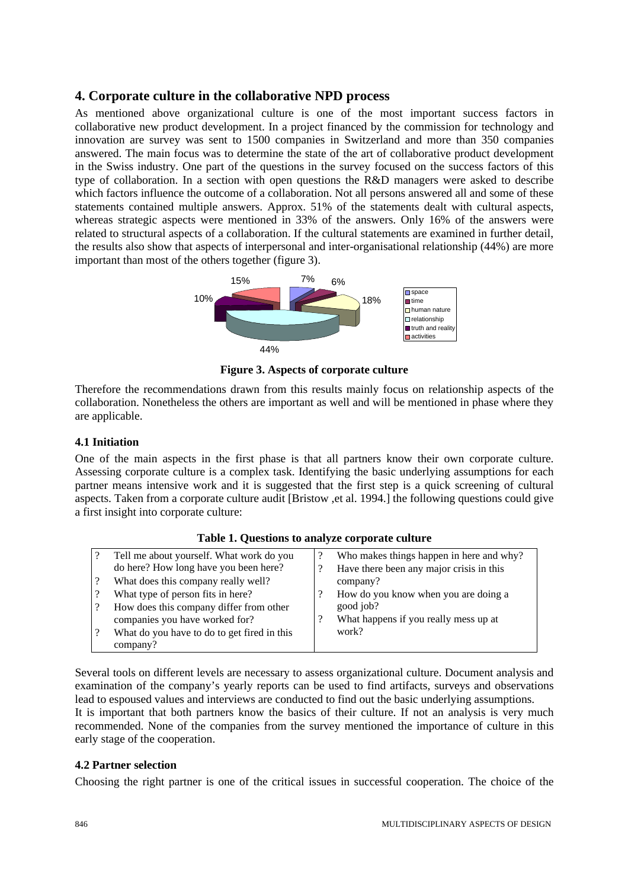## 4. Corporate culture in the collaborative NPD process

As mentioned above organizational culture is one of the most important success factors in collaborative new product development. In a project financed by the commission for technology and innovation are survey was sent to 1500 companies in Switzerland and more than 350 companies answered. The main focus was to determine the state of the art of collaborative product development in the Swiss industry. One part of the questions in the survey focused on the success factors of this type of collaboration. In a section with open questions the R&D managers were asked to describe which factors influence the outcome of a collaboration. Not all persons answered all and some of these statements contained multiple answers. Approx. 51% of the statements dealt with cultural aspects, whereas strategic aspects were mentioned in 33% of the answers. Only 16% of the answers were related to structural aspects of a collaboration. If the cultural statements are examined in further detail, the results also show that aspects of interpersonal and inter-organisational relationship (44%) are more important than most of the others together (figure 3).

7% 6% 18% 44% 10% 15%

space, time, human nature, relationship, truth and reality, activities

**Figure 3. Aspects of corporate culture**

Therefore the recommendations drawn from this results mainly focus on relationship aspects of the collaboration. Nonetheless the others are important as well and will be mentioned in phase where they are applicable.

### 4.1 Initiation

One of the main aspects in the first phase is that all partners know their own corporate culture. Assessing corporate culture is a complex task. Identifying the basic underlying assumptions for each partner means intensive work and it is suggested that the first step is a quick screening of cultural aspects. Taken from a corporate culture audit [Bristow ,et al. 1994.] the following questions could give a first insight into corporate culture:

**Table 1. Questions to analyze corporate culture**

| | |
|---|---|
| ? Tell me about yourself. What work do you do here? How long have you been here?<br>? What does this company really well?<br>? What type of person fits in here?<br>? How does this company differ from other companies you have worked for?<br>? What do you have to do to get fired in this company? | ? Who makes things happen in here and why?<br>? Have there been any major crisis in this company?<br>? How do you know when you are doing a good job?<br>? What happens if you really mess up at work? |

Several tools on different levels are necessary to assess organizational culture. Document analysis and examination of the company's yearly reports can be used to find artifacts, surveys and observations lead to espoused values and interviews are conducted to find out the basic underlying assumptions.
It is important that both partners know the basics of their culture. If not an analysis is very much recommended. None of the companies from the survey mentioned the importance of culture in this early stage of the cooperation.

### 4.2 Partner selection

Choosing the right partner is one of the critical issues in successful cooperation. The choice of the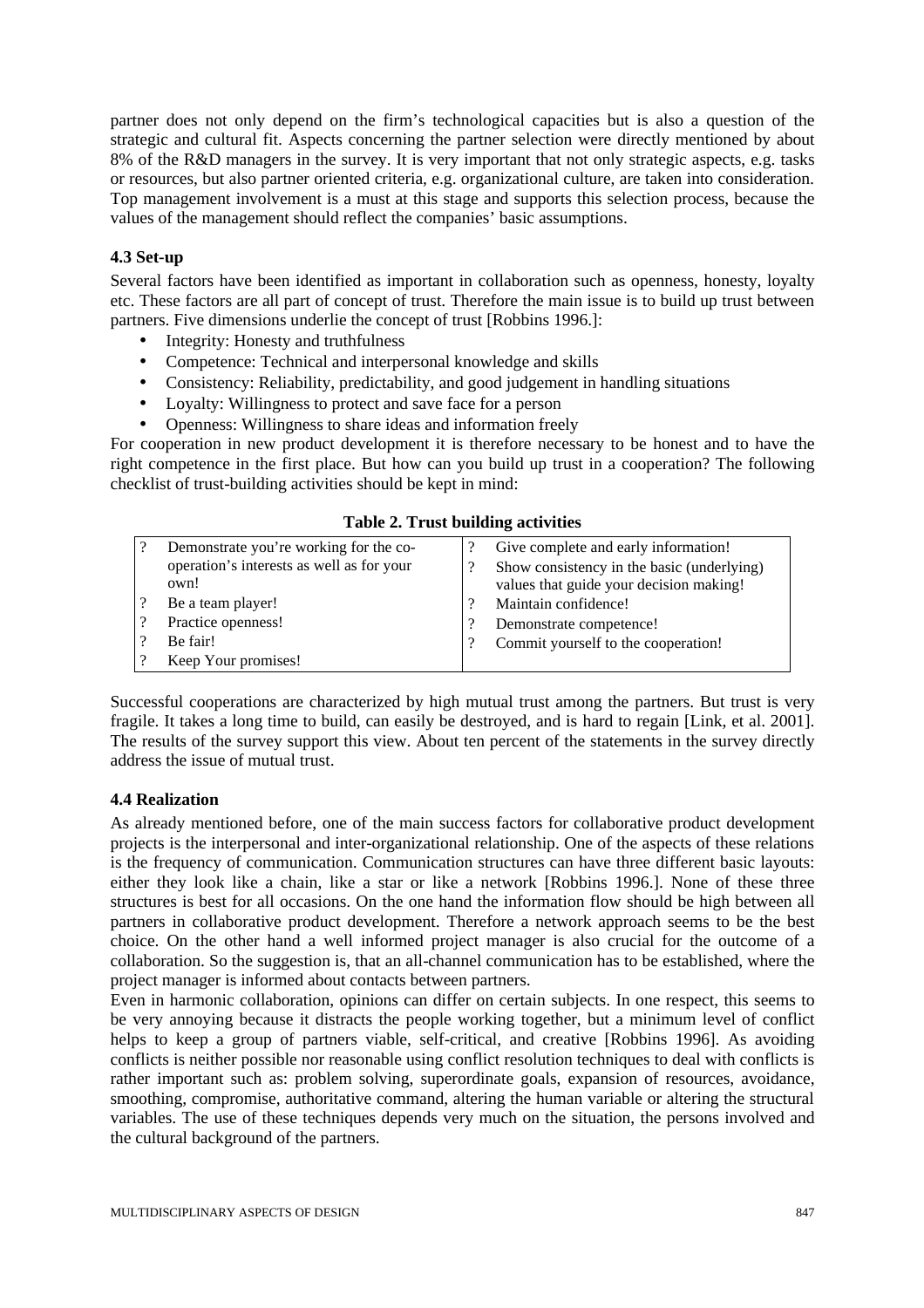partner does not only depend on the firm's technological capacities but is also a question of the strategic and cultural fit. Aspects concerning the partner selection were directly mentioned by about 8% of the R&D managers in the survey. It is very important that not only strategic aspects, e.g. tasks or resources, but also partner oriented criteria, e.g. organizational culture, are taken into consideration. Top management involvement is a must at this stage and supports this selection process, because the values of the management should reflect the companies' basic assumptions.

### 4.3 Set-up

Several factors have been identified as important in collaboration such as openness, honesty, loyalty etc. These factors are all part of concept of trust. Therefore the main issue is to build up trust between partners. Five dimensions underlie the concept of trust [Robbins 1996.]:

- Integrity: Honesty and truthfulness
- Competence: Technical and interpersonal knowledge and skills
- Consistency: Reliability, predictability, and good judgement in handling situations
- Loyalty: Willingness to protect and save face for a person
- Openness: Willingness to share ideas and information freely

For cooperation in new product development it is therefore necessary to be honest and to have the right competence in the first place. But how can you build up trust in a cooperation? The following checklist of trust-building activities should be kept in mind:

**Table 2. Trust building activities**

| | | | |
|---|---|---|---|
| ? | Demonstrate you're working for the co-operation's interests as well as for your own! | ? | Give complete and early information! |
| | | ? | Show consistency in the basic (underlying) values that guide your decision making! |
| ? | Be a team player! | ? | Maintain confidence! |
| ? | Practice openness! | ? | Demonstrate competence! |
| ? | Be fair! | ? | Commit yourself to the cooperation! |
| ? | Keep Your promises! | | |

Successful cooperations are characterized by high mutual trust among the partners. But trust is very fragile. It takes a long time to build, can easily be destroyed, and is hard to regain [Link, et al. 2001]. The results of the survey support this view. About ten percent of the statements in the survey directly address the issue of mutual trust.

### 4.4 Realization

As already mentioned before, one of the main success factors for collaborative product development projects is the interpersonal and inter-organizational relationship. One of the aspects of these relations is the frequency of communication. Communication structures can have three different basic layouts: either they look like a chain, like a star or like a network [Robbins 1996.]. None of these three structures is best for all occasions. On the one hand the information flow should be high between all partners in collaborative product development. Therefore a network approach seems to be the best choice. On the other hand a well informed project manager is also crucial for the outcome of a collaboration. So the suggestion is, that an all-channel communication has to be established, where the project manager is informed about contacts between partners.

Even in harmonic collaboration, opinions can differ on certain subjects. In one respect, this seems to be very annoying because it distracts the people working together, but a minimum level of conflict helps to keep a group of partners viable, self-critical, and creative [Robbins 1996]. As avoiding conflicts is neither possible nor reasonable using conflict resolution techniques to deal with conflicts is rather important such as: problem solving, superordinate goals, expansion of resources, avoidance, smoothing, compromise, authoritative command, altering the human variable or altering the structural variables. The use of these techniques depends very much on the situation, the persons involved and the cultural background of the partners.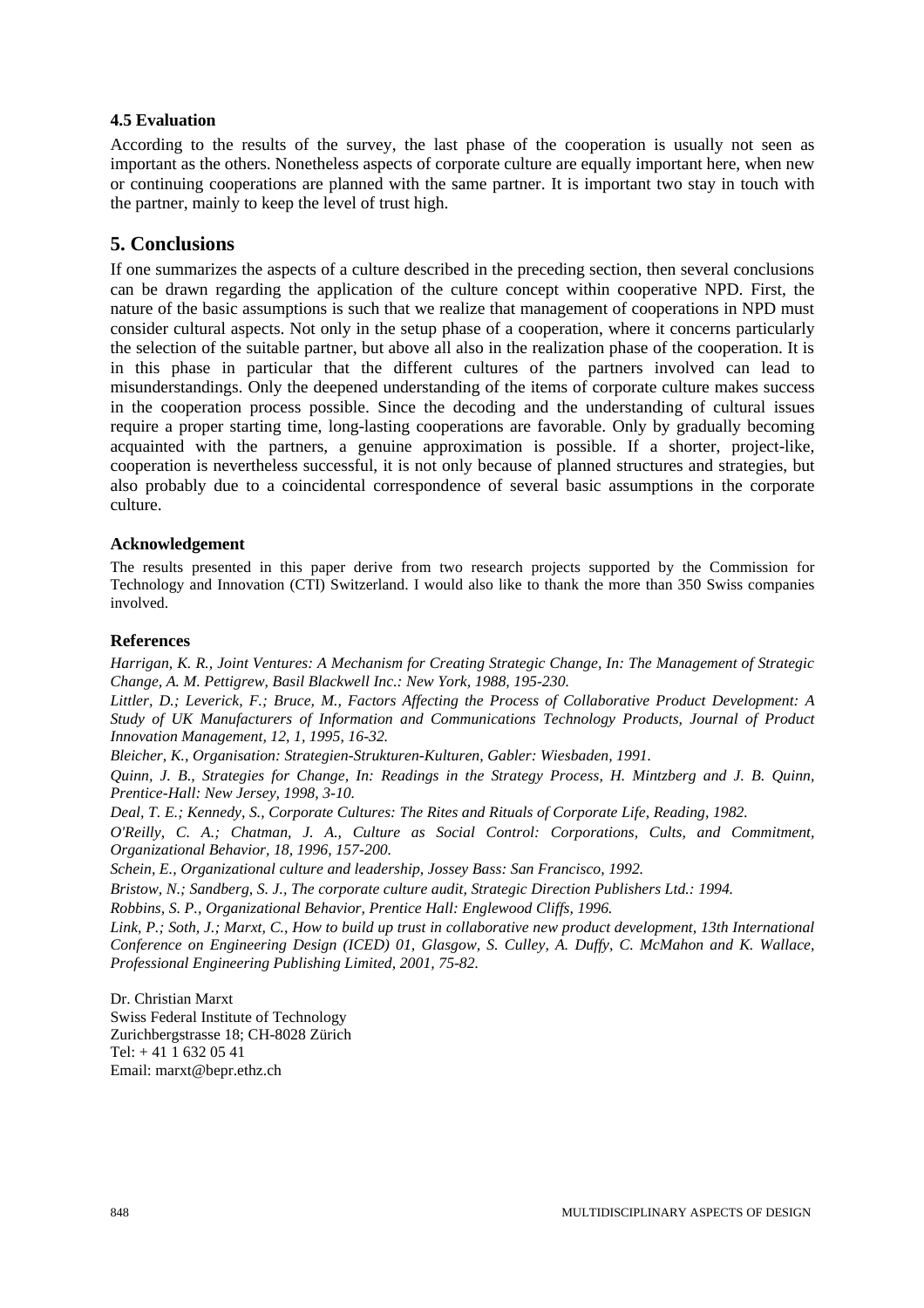### 4.5 Evaluation

According to the results of the survey, the last phase of the cooperation is usually not seen as important as the others. Nonetheless aspects of corporate culture are equally important here, when new or continuing cooperations are planned with the same partner. It is important two stay in touch with the partner, mainly to keep the level of trust high.

## 5. Conclusions

If one summarizes the aspects of a culture described in the preceding section, then several conclusions can be drawn regarding the application of the culture concept within cooperative NPD. First, the nature of the basic assumptions is such that we realize that management of cooperations in NPD must consider cultural aspects. Not only in the setup phase of a cooperation, where it concerns particularly the selection of the suitable partner, but above all also in the realization phase of the cooperation. It is in this phase in particular that the different cultures of the partners involved can lead to misunderstandings. Only the deepened understanding of the items of corporate culture makes success in the cooperation process possible. Since the decoding and the understanding of cultural issues require a proper starting time, long-lasting cooperations are favorable. Only by gradually becoming acquainted with the partners, a genuine approximation is possible. If a shorter, project-like, cooperation is nevertheless successful, it is not only because of planned structures and strategies, but also probably due to a coincidental correspondence of several basic assumptions in the corporate culture.

### Acknowledgement

The results presented in this paper derive from two research projects supported by the Commission for Technology and Innovation (CTI) Switzerland. I would also like to thank the more than 350 Swiss companies involved.

### References

*Harrigan, K. R., Joint Ventures: A Mechanism for Creating Strategic Change, In: The Management of Strategic Change, A. M. Pettigrew, Basil Blackwell Inc.: New York, 1988, 195-230.*

*Littler, D.; Leverick, F.; Bruce, M., Factors Affecting the Process of Collaborative Product Development: A Study of UK Manufacturers of Information and Communications Technology Products, Journal of Product Innovation Management, 12, 1, 1995, 16-32.*

*Bleicher, K., Organisation: Strategien-Strukturen-Kulturen, Gabler: Wiesbaden, 1991.*

*Quinn, J. B., Strategies for Change, In: Readings in the Strategy Process, H. Mintzberg and J. B. Quinn, Prentice-Hall: New Jersey, 1998, 3-10.*

*Deal, T. E.; Kennedy, S., Corporate Cultures: The Rites and Rituals of Corporate Life, Reading, 1982.*

*O'Reilly, C. A.; Chatman, J. A., Culture as Social Control: Corporations, Cults, and Commitment, Organizational Behavior, 18, 1996, 157-200.*

*Schein, E., Organizational culture and leadership, Jossey Bass: San Francisco, 1992.*

*Bristow, N.; Sandberg, S. J., The corporate culture audit, Strategic Direction Publishers Ltd.: 1994.*

*Robbins, S. P., Organizational Behavior, Prentice Hall: Englewood Cliffs, 1996.*

*Link, P.; Soth, J.; Marxt, C., How to build up trust in collaborative new product development, 13th International Conference on Engineering Design (ICED) 01, Glasgow, S. Culley, A. Duffy, C. McMahon and K. Wallace, Professional Engineering Publishing Limited, 2001, 75-82.*

Dr. Christian Marxt
Swiss Federal Institute of Technology
Zurichbergstrasse 18; CH-8028 Zürich
Tel: + 41 1 632 05 41
Email: marxt@bepr.ethz.ch